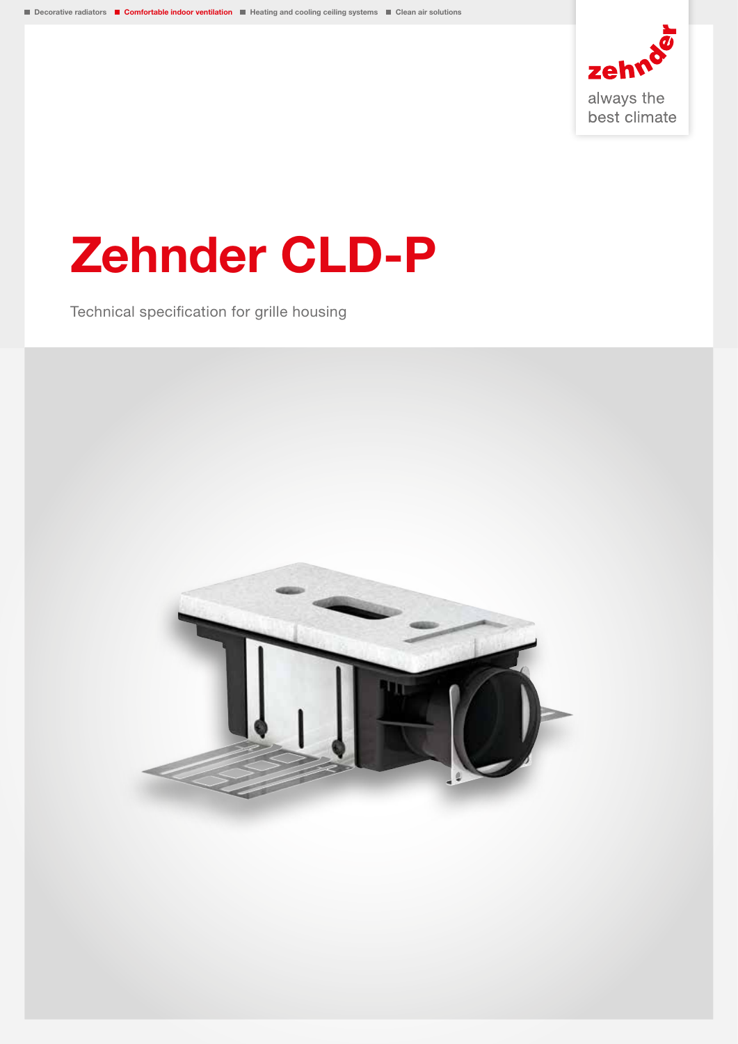Decorative radiators | Comfortable indoor ventilation | Heating and cooling ceiling systems | Clean air solutions

zehnder

always the best climate

# Zehnder CLD-P

Technical specification for grille housing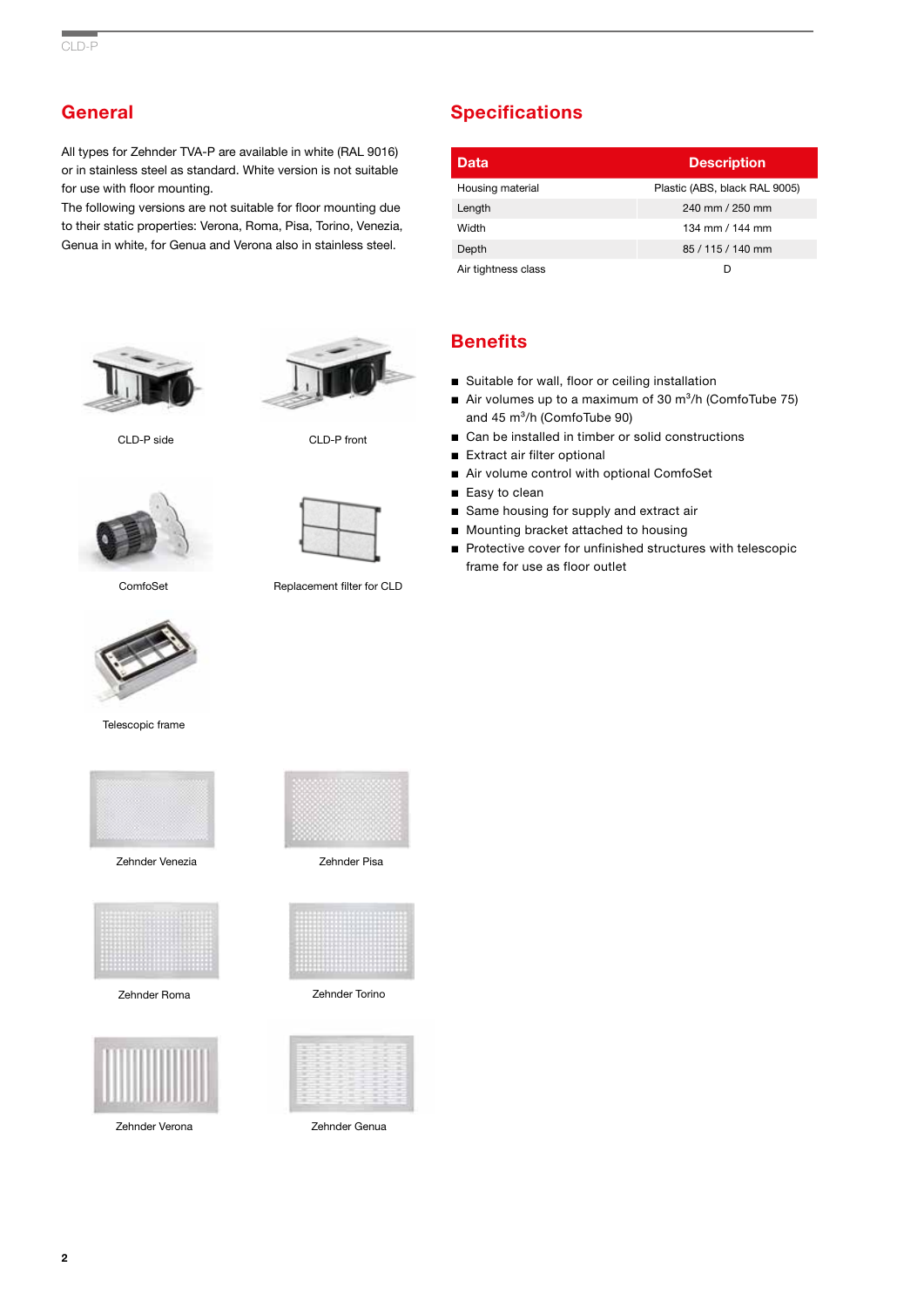## General

All types for Zehnder TVA-P are available in white (RAL 9016) or in stainless steel as standard. White version is not suitable for use with floor mounting.
The following versions are not suitable for floor mounting due to their static properties: Verona, Roma, Pisa, Torino, Venezia, Genua in white, for Genua and Verona also in stainless steel.

CLD-P side

CLD-P front

ComfoSet

Replacement filter for CLD

Telescopic frame

Zehnder Venezia

Zehnder Pisa

Zehnder Roma

Zehnder Torino

Zehnder Verona

Zehnder Genua

## Specifications

| Data | Description |
|---|---|
| Housing material | Plastic (ABS, black RAL 9005) |
| Length | 240 mm / 250 mm |
| Width | 134 mm / 144 mm |
| Depth | 85 / 115 / 140 mm |
| Air tightness class | D |

## Benefits

- Suitable for wall, floor or ceiling installation
- Air volumes up to a maximum of 30 $m^3$/h (ComfoTube 75) and 45 $m^3$/h (ComfoTube 90)
- Can be installed in timber or solid constructions
- Extract air filter optional
- Air volume control with optional ComfoSet
- Easy to clean
- Same housing for supply and extract air
- Mounting bracket attached to housing
- Protective cover for unfinished structures with telescopic frame for use as floor outlet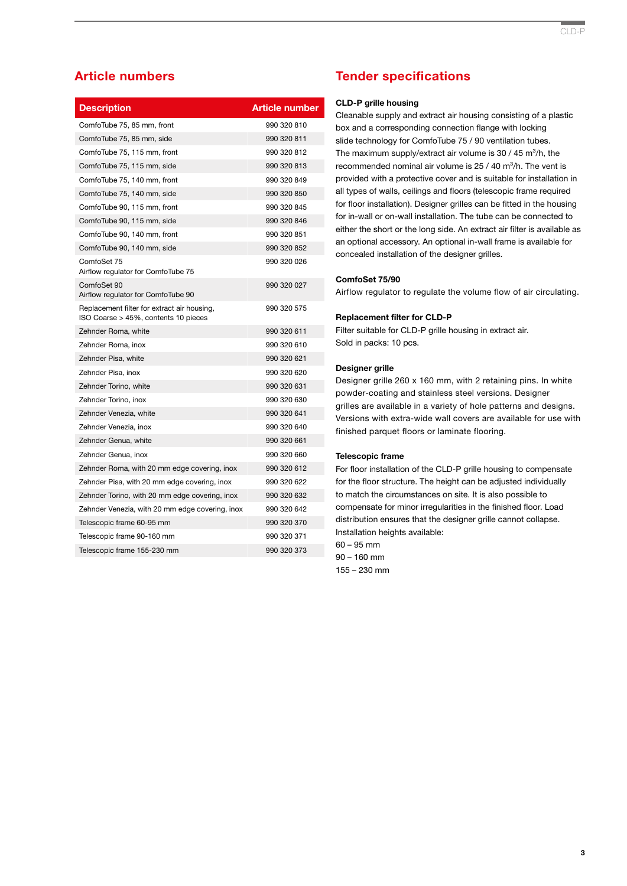## Article numbers

| Description | Article number |
|---|---|
| ComfoTube 75, 85 mm, front | 990 320 810 |
| ComfoTube 75, 85 mm, side | 990 320 811 |
| ComfoTube 75, 115 mm, front | 990 320 812 |
| ComfoTube 75, 115 mm, side | 990 320 813 |
| ComfoTube 75, 140 mm, front | 990 320 849 |
| ComfoTube 75, 140 mm, side | 990 320 850 |
| ComfoTube 90, 115 mm, front | 990 320 845 |
| ComfoTube 90, 115 mm, side | 990 320 846 |
| ComfoTube 90, 140 mm, front | 990 320 851 |
| ComfoTube 90, 140 mm, side | 990 320 852 |
| ComfoSet 75<br>Airflow regulator for ComfoTube 75 | 990 320 026 |
| ComfoSet 90<br>Airflow regulator for ComfoTube 90 | 990 320 027 |
| Replacement filter for extract air housing,<br>ISO Coarse > 45%, contents 10 pieces | 990 320 575 |
| Zehnder Roma, white | 990 320 611 |
| Zehnder Roma, inox | 990 320 610 |
| Zehnder Pisa, white | 990 320 621 |
| Zehnder Pisa, inox | 990 320 620 |
| Zehnder Torino, white | 990 320 631 |
| Zehnder Torino, inox | 990 320 630 |
| Zehnder Venezia, white | 990 320 641 |
| Zehnder Venezia, inox | 990 320 640 |
| Zehnder Genua, white | 990 320 661 |
| Zehnder Genua, inox | 990 320 660 |
| Zehnder Roma, with 20 mm edge covering, inox | 990 320 612 |
| Zehnder Pisa, with 20 mm edge covering, inox | 990 320 622 |
| Zehnder Torino, with 20 mm edge covering, inox | 990 320 632 |
| Zehnder Venezia, with 20 mm edge covering, inox | 990 320 642 |
| Telescopic frame 60-95 mm | 990 320 370 |
| Telescopic frame 90-160 mm | 990 320 371 |
| Telescopic frame 155-230 mm | 990 320 373 |

## Tender specifications

**CLD-P grille housing**

Cleanable supply and extract air housing consisting of a plastic box and a corresponding connection flange with locking slide technology for ComfoTube 75 / 90 ventilation tubes. The maximum supply/extract air volume is 30 / 45 $m^3$/h, the recommended nominal air volume is 25 / 40 $m^3$/h. The vent is provided with a protective cover and is suitable for installation in all types of walls, ceilings and floors (telescopic frame required for floor installation). Designer grilles can be fitted in the housing for in-wall or on-wall installation. The tube can be connected to either the short or the long side. An extract air filter is available as an optional accessory. An optional in-wall frame is available for concealed installation of the designer grilles.

**ComfoSet 75/90**

Airflow regulator to regulate the volume flow of air circulating.

**Replacement filter for CLD-P**

Filter suitable for CLD-P grille housing in extract air.
Sold in packs: 10 pcs.

**Designer grille**

Designer grille 260 x 160 mm, with 2 retaining pins. In white powder-coating and stainless steel versions. Designer grilles are available in a variety of hole patterns and designs. Versions with extra-wide wall covers are available for use with finished parquet floors or laminate flooring.

**Telescopic frame**

For floor installation of the CLD-P grille housing to compensate for the floor structure. The height can be adjusted individually to match the circumstances on site. It is also possible to compensate for minor irregularities in the finished floor. Load distribution ensures that the designer grille cannot collapse.
Installation heights available:
60 – 95 mm
90 – 160 mm
155 – 230 mm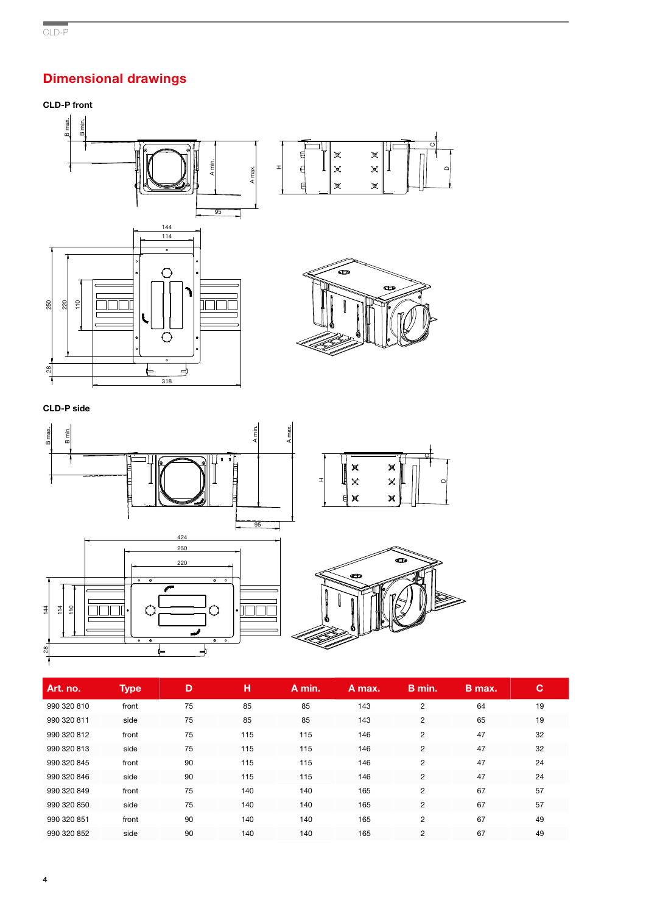## Dimensional drawings

**CLD-P front**

**CLD-P side**

| Art. no. | Type | D | H | A min. | A max. | B min. | B max. | C |
|---|---|---|---|---|---|---|---|---|
| 990 320 810 | front | 75 | 85 | 85 | 143 | 2 | 64 | 19 |
| 990 320 811 | side | 75 | 85 | 85 | 143 | 2 | 65 | 19 |
| 990 320 812 | front | 75 | 115 | 115 | 146 | 2 | 47 | 32 |
| 990 320 813 | side | 75 | 115 | 115 | 146 | 2 | 47 | 32 |
| 990 320 845 | front | 90 | 115 | 115 | 146 | 2 | 47 | 24 |
| 990 320 846 | side | 90 | 115 | 115 | 146 | 2 | 47 | 24 |
| 990 320 849 | front | 75 | 140 | 140 | 165 | 2 | 67 | 57 |
| 990 320 850 | side | 75 | 140 | 140 | 165 | 2 | 67 | 57 |
| 990 320 851 | front | 90 | 140 | 140 | 165 | 2 | 67 | 49 |
| 990 320 852 | side | 90 | 140 | 140 | 165 | 2 | 67 | 49 |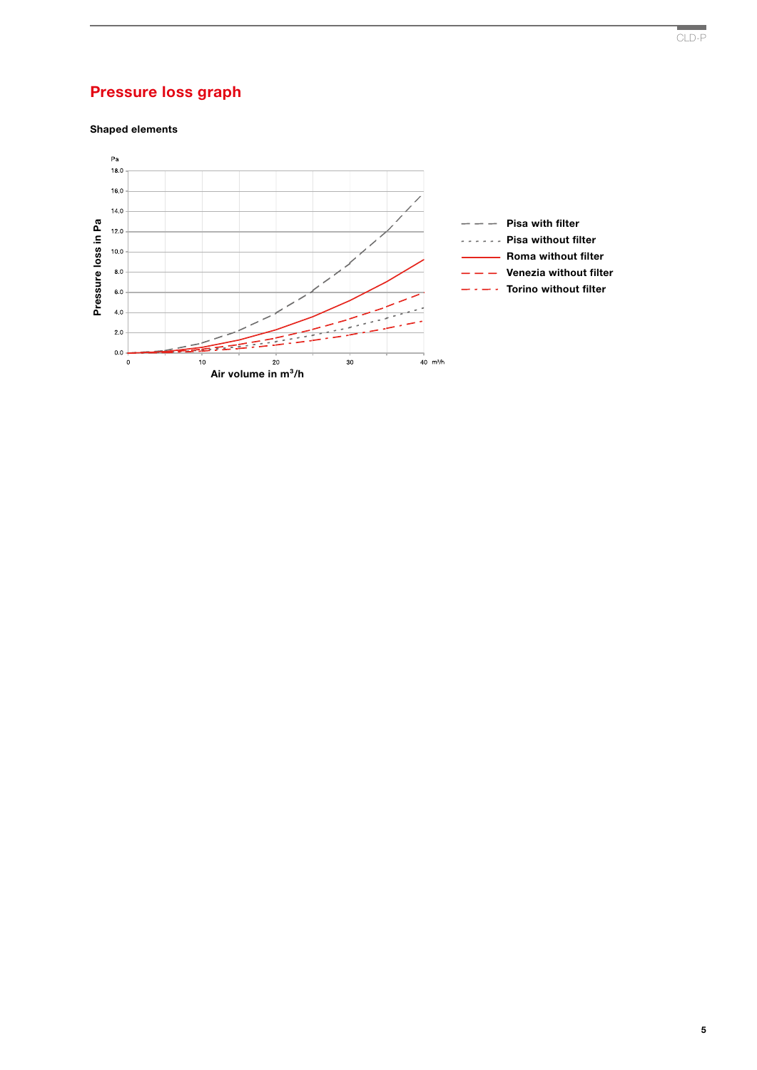## Pressure loss graph

### Shaped elements

Pa

Pressure loss in Pa

18.0
16.0
14.0
12.0
10.0
8.0
6.0
4.0
2.0
0.0

0 10 20 30 40 m³/h

Air volume in m³/h

Pisa with filter
Pisa without filter
Roma without filter
Venezia without filter
Torino without filter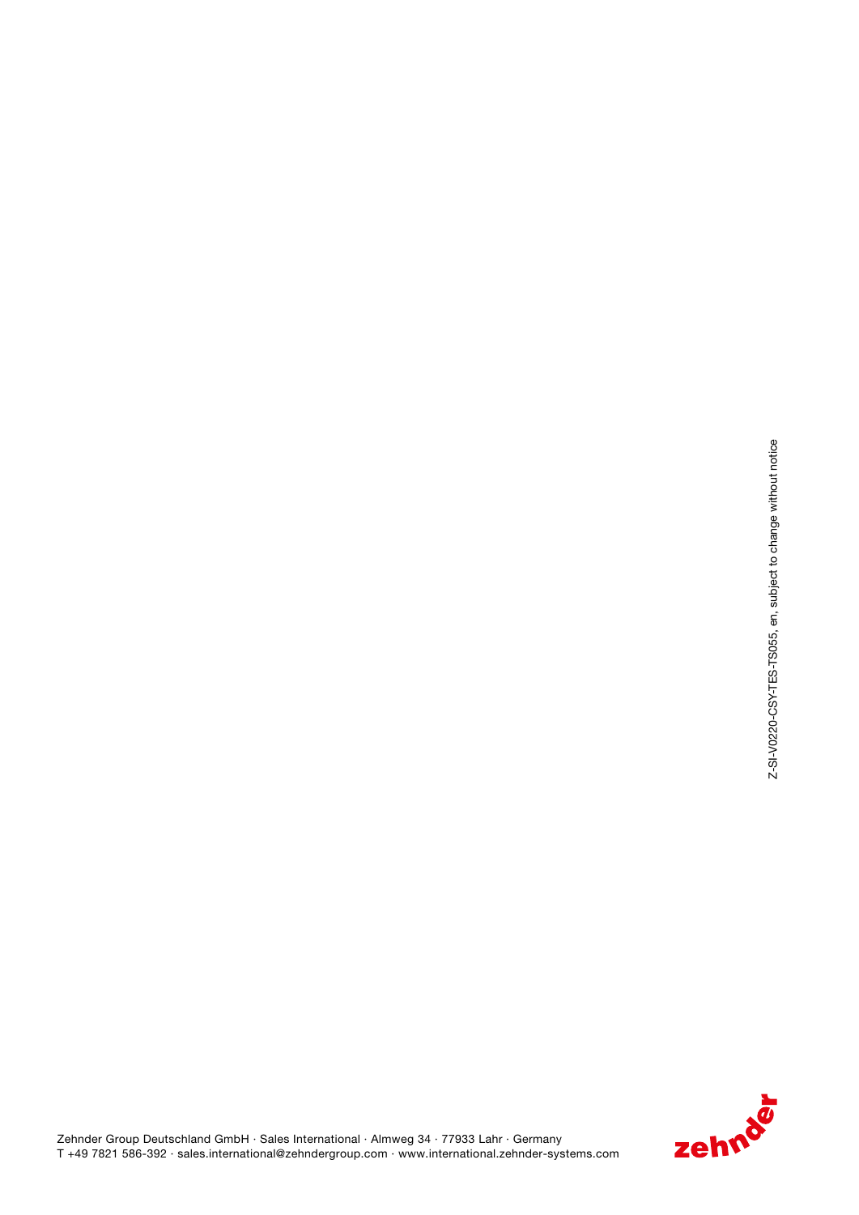Z-SI-V0220-CSY-TES-TS055, en, subject to change without notice

Zehnder Group Deutschland GmbH · Sales International · Almweg 34 · 77933 Lahr · Germany
T +49 7821 586-392 · sales.international@zehndergroup.com · www.international.zehnder-systems.com

zehnder